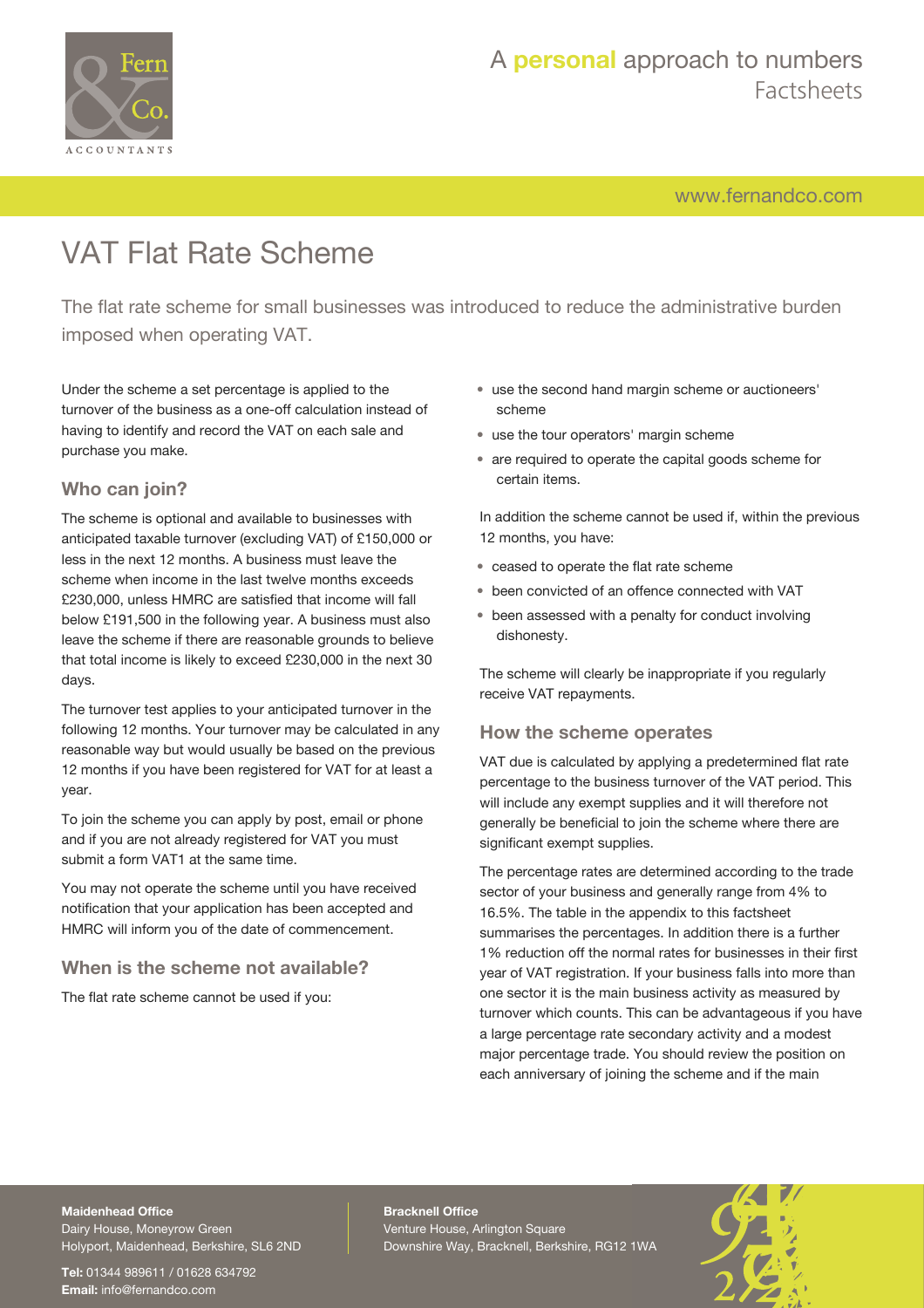# VAT Flat Rate Scheme

The flat rate scheme for small businesses was introduced to reduce the administrative burden imposed when operating VAT.

Under the scheme a set percentage is applied to the turnover of the business as a one-off calculation instead of having to identify and record the VAT on each sale and purchase you make.

## Who can join?

The scheme is optional and available to businesses with anticipated taxable turnover (excluding VAT) of £150,000 or less in the next 12 months. A business must leave the scheme when income in the last twelve months exceeds £230,000, unless HMRC are satisfied that income will fall below £191,500 in the following year. A business must also leave the scheme if there are reasonable grounds to believe that total income is likely to exceed £230,000 in the next 30 days.

The turnover test applies to your anticipated turnover in the following 12 months. Your turnover may be calculated in any reasonable way but would usually be based on the previous 12 months if you have been registered for VAT for at least a year.

To join the scheme you can apply by post, email or phone and if you are not already registered for VAT you must submit a form VAT1 at the same time.

You may not operate the scheme until you have received notification that your application has been accepted and HMRC will inform you of the date of commencement.

## When is the scheme not available?

The flat rate scheme cannot be used if you:

- use the second hand margin scheme or auctioneers' scheme
- use the tour operators' margin scheme
- are required to operate the capital goods scheme for certain items.

In addition the scheme cannot be used if, within the previous 12 months, you have:

- ceased to operate the flat rate scheme
- been convicted of an offence connected with VAT
- been assessed with a penalty for conduct involving dishonesty.

The scheme will clearly be inappropriate if you regularly receive VAT repayments.

## How the scheme operates

VAT due is calculated by applying a predetermined flat rate percentage to the business turnover of the VAT period. This will include any exempt supplies and it will therefore not generally be beneficial to join the scheme where there are significant exempt supplies.

The percentage rates are determined according to the trade sector of your business and generally range from 4% to 16.5%. The table in the appendix to this factsheet summarises the percentages. In addition there is a further 1% reduction off the normal rates for businesses in their first year of VAT registration. If your business falls into more than one sector it is the main business activity as measured by turnover which counts. This can be advantageous if you have a large percentage rate secondary activity and a modest major percentage trade. You should review the position on each anniversary of joining the scheme and if the main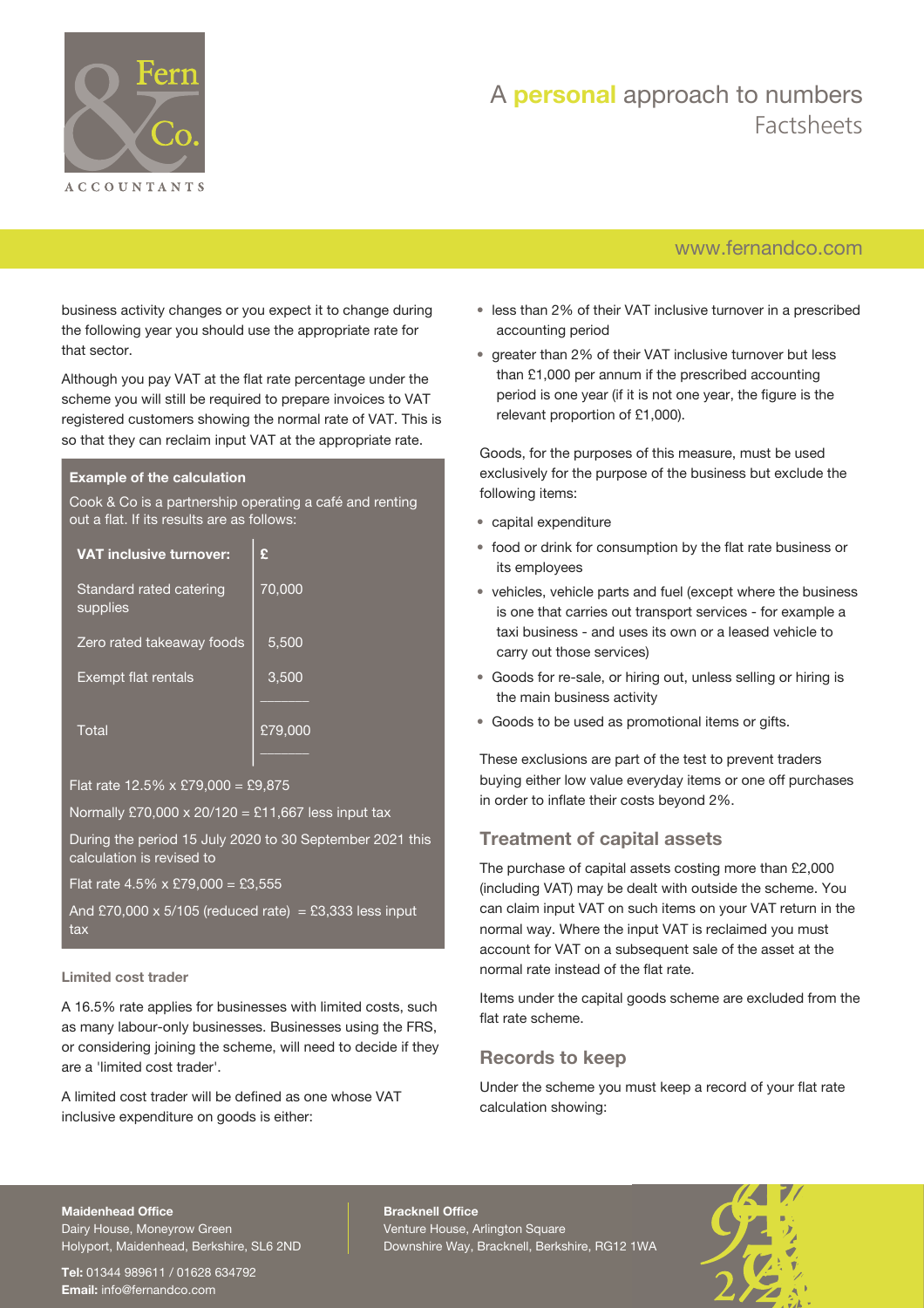business activity changes or you expect it to change during the following year you should use the appropriate rate for that sector.

Although you pay VAT at the flat rate percentage under the scheme you will still be required to prepare invoices to VAT registered customers showing the normal rate of VAT. This is so that they can reclaim input VAT at the appropriate rate.

**Example of the calculation**

Cook & Co is a partnership operating a café and renting out a flat. If its results are as follows:

| **VAT inclusive turnover:** | **£** |
|---|---|
| Standard rated catering supplies | 70,000 |
| Zero rated takeaway foods | 5,500 |
| Exempt flat rentals | 3,500 |
| Total | £79,000 |

Flat rate 12.5% x £79,000 = £9,875

Normally £70,000 x 20/120 = £11,667 less input tax

During the period 15 July 2020 to 30 September 2021 this calculation is revised to

Flat rate 4.5% x £79,000 = £3,555

And £70,000 x 5/105 (reduced rate) = £3,333 less input tax

### Limited cost trader

A 16.5% rate applies for businesses with limited costs, such as many labour-only businesses. Businesses using the FRS, or considering joining the scheme, will need to decide if they are a 'limited cost trader'.

A limited cost trader will be defined as one whose VAT inclusive expenditure on goods is either:

- less than 2% of their VAT inclusive turnover in a prescribed accounting period
- greater than 2% of their VAT inclusive turnover but less than £1,000 per annum if the prescribed accounting period is one year (if it is not one year, the figure is the relevant proportion of £1,000).

Goods, for the purposes of this measure, must be used exclusively for the purpose of the business but exclude the following items:

- capital expenditure
- food or drink for consumption by the flat rate business or its employees
- vehicles, vehicle parts and fuel (except where the business is one that carries out transport services - for example a taxi business - and uses its own or a leased vehicle to carry out those services)
- Goods for re-sale, or hiring out, unless selling or hiring is the main business activity
- Goods to be used as promotional items or gifts.

These exclusions are part of the test to prevent traders buying either low value everyday items or one off purchases in order to inflate their costs beyond 2%.

## Treatment of capital assets

The purchase of capital assets costing more than £2,000 (including VAT) may be dealt with outside the scheme. You can claim input VAT on such items on your VAT return in the normal way. Where the input VAT is reclaimed you must account for VAT on a subsequent sale of the asset at the normal rate instead of the flat rate.

Items under the capital goods scheme are excluded from the flat rate scheme.

## Records to keep

Under the scheme you must keep a record of your flat rate calculation showing: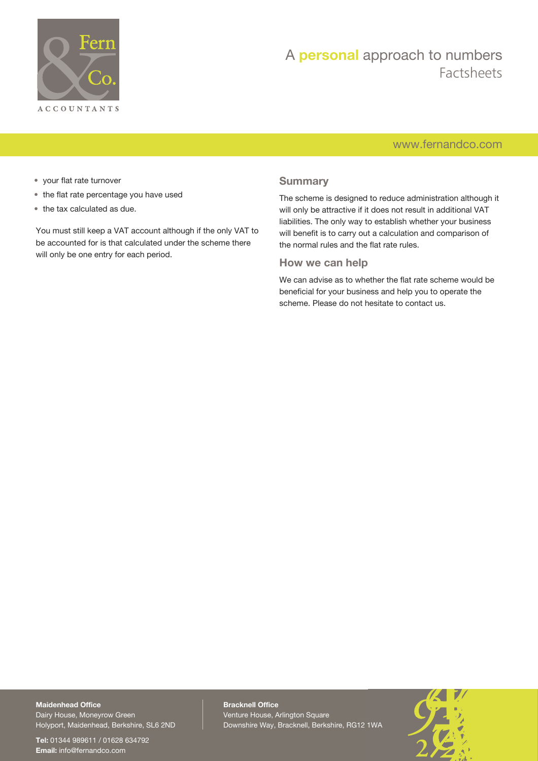- your flat rate turnover
- the flat rate percentage you have used
- the tax calculated as due.

You must still keep a VAT account although if the only VAT to be accounted for is that calculated under the scheme there will only be one entry for each period.

## Summary

The scheme is designed to reduce administration although it will only be attractive if it does not result in additional VAT liabilities. The only way to establish whether your business will benefit is to carry out a calculation and comparison of the normal rules and the flat rate rules.

## How we can help

We can advise as to whether the flat rate scheme would be beneficial for your business and help you to operate the scheme. Please do not hesitate to contact us.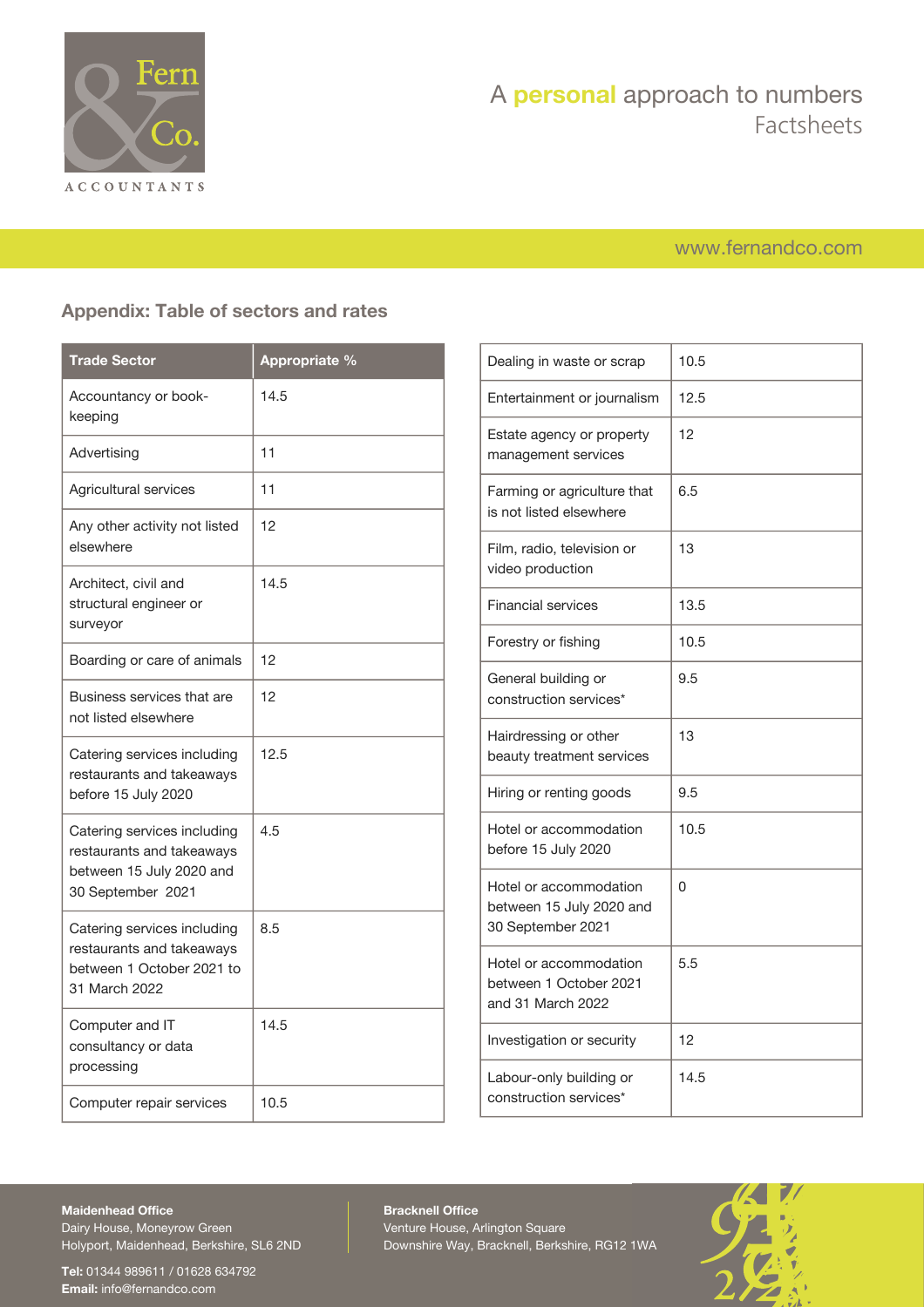## Appendix: Table of sectors and rates

| Trade Sector | Appropriate % |
|---|---|
| Accountancy or book-keeping | 14.5 |
| Advertising | 11 |
| Agricultural services | 11 |
| Any other activity not listed elsewhere | 12 |
| Architect, civil and structural engineer or surveyor | 14.5 |
| Boarding or care of animals | 12 |
| Business services that are not listed elsewhere | 12 |
| Catering services including restaurants and takeaways before 15 July 2020 | 12.5 |
| Catering services including restaurants and takeaways between 15 July 2020 and 30 September 2021 | 4.5 |
| Catering services including restaurants and takeaways between 1 October 2021 to 31 March 2022 | 8.5 |
| Computer and IT consultancy or data processing | 14.5 |
| Computer repair services | 10.5 |
| Dealing in waste or scrap | 10.5 |
| Entertainment or journalism | 12.5 |
| Estate agency or property management services | 12 |
| Farming or agriculture that is not listed elsewhere | 6.5 |
| Film, radio, television or video production | 13 |
| Financial services | 13.5 |
| Forestry or fishing | 10.5 |
| General building or construction services* | 9.5 |
| Hairdressing or other beauty treatment services | 13 |
| Hiring or renting goods | 9.5 |
| Hotel or accommodation before 15 July 2020 | 10.5 |
| Hotel or accommodation between 15 July 2020 and 30 September 2021 | 0 |
| Hotel or accommodation between 1 October 2021 and 31 March 2022 | 5.5 |
| Investigation or security | 12 |
| Labour-only building or construction services* | 14.5 |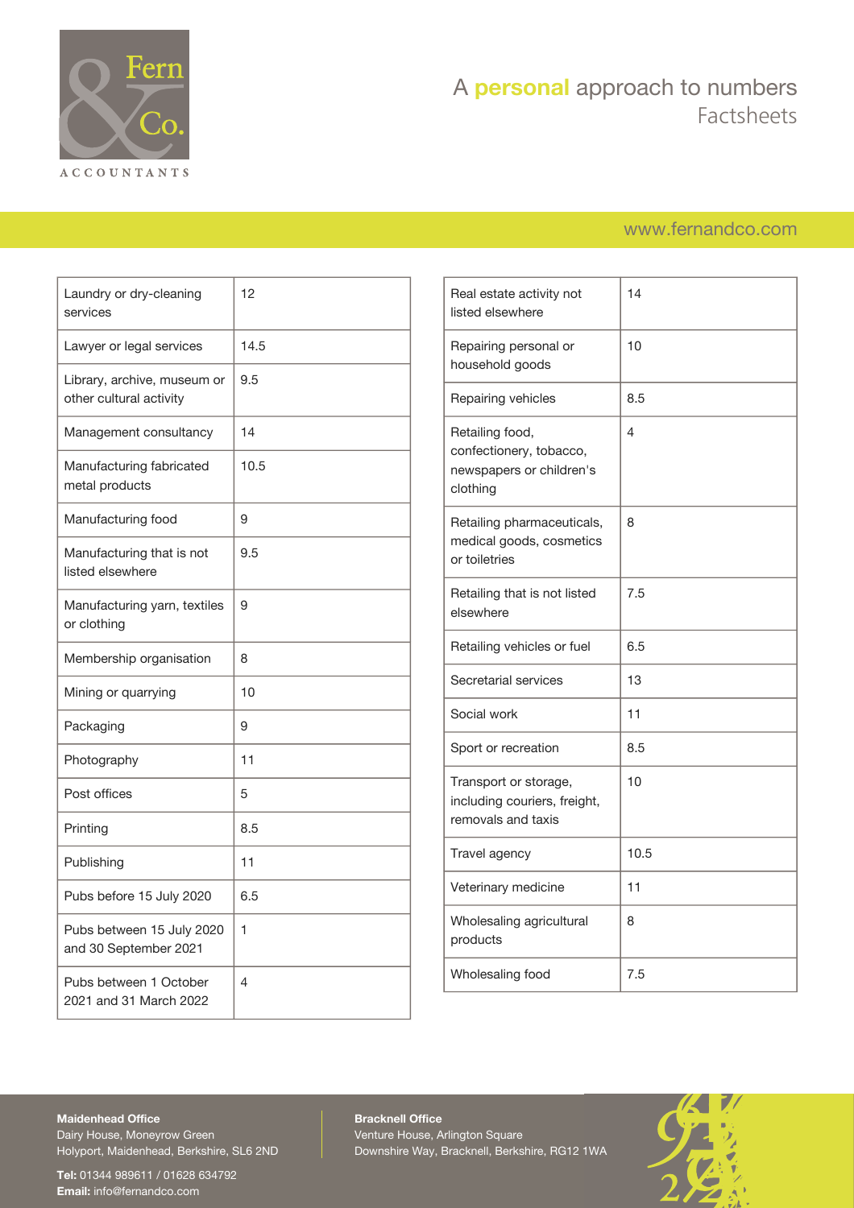| | |
|---|---|
| Laundry or dry-cleaning services | 12 |
| Lawyer or legal services | 14.5 |
| Library, archive, museum or other cultural activity | 9.5 |
| Management consultancy | 14 |
| Manufacturing fabricated metal products | 10.5 |
| Manufacturing food | 9 |
| Manufacturing that is not listed elsewhere | 9.5 |
| Manufacturing yarn, textiles or clothing | 9 |
| Membership organisation | 8 |
| Mining or quarrying | 10 |
| Packaging | 9 |
| Photography | 11 |
| Post offices | 5 |
| Printing | 8.5 |
| Publishing | 11 |
| Pubs before 15 July 2020 | 6.5 |
| Pubs between 15 July 2020 and 30 September 2021 | 1 |
| Pubs between 1 October 2021 and 31 March 2022 | 4 |
| Real estate activity not listed elsewhere | 14 |
| Repairing personal or household goods | 10 |
| Repairing vehicles | 8.5 |
| Retailing food, confectionery, tobacco, newspapers or children's clothing | 4 |
| Retailing pharmaceuticals, medical goods, cosmetics or toiletries | 8 |
| Retailing that is not listed elsewhere | 7.5 |
| Retailing vehicles or fuel | 6.5 |
| Secretarial services | 13 |
| Social work | 11 |
| Sport or recreation | 8.5 |
| Transport or storage, including couriers, freight, removals and taxis | 10 |
| Travel agency | 10.5 |
| Veterinary medicine | 11 |
| Wholesaling agricultural products | 8 |
| Wholesaling food | 7.5 |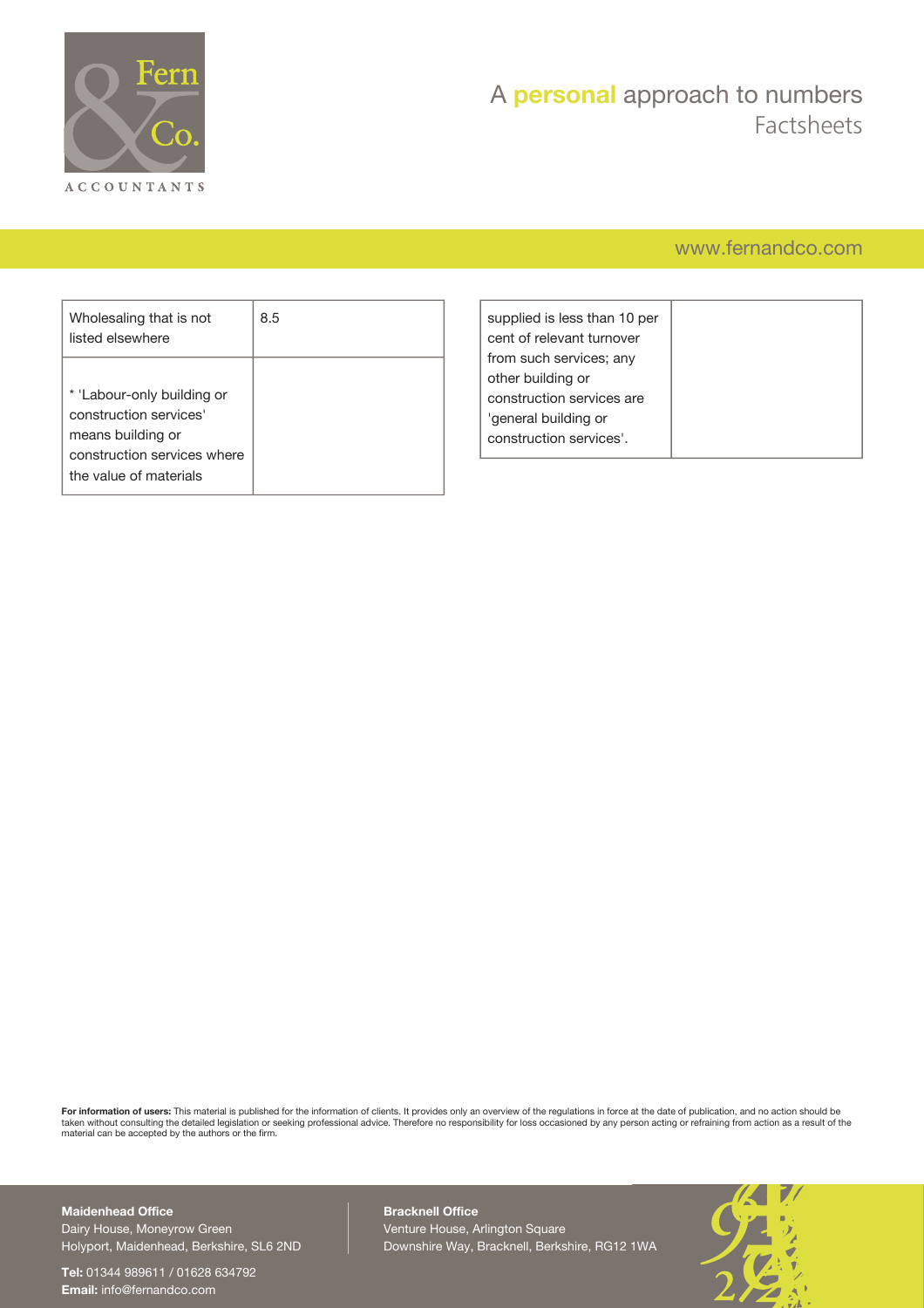| | |
|---|---|
| Wholesaling that is not listed elsewhere | 8.5 |
| * 'Labour-only building or construction services' means building or construction services where the value of materials supplied is less than 10 per cent of relevant turnover from such services; any other building or construction services are 'general building or construction services'. | |

**For information of users:** This material is published for the information of clients. It provides only an overview of the regulations in force at the date of publication, and no action should be taken without consulting the detailed legislation or seeking professional advice. Therefore no responsibility for loss occasioned by any person acting or refraining from action as a result of the material can be accepted by the authors or the firm.